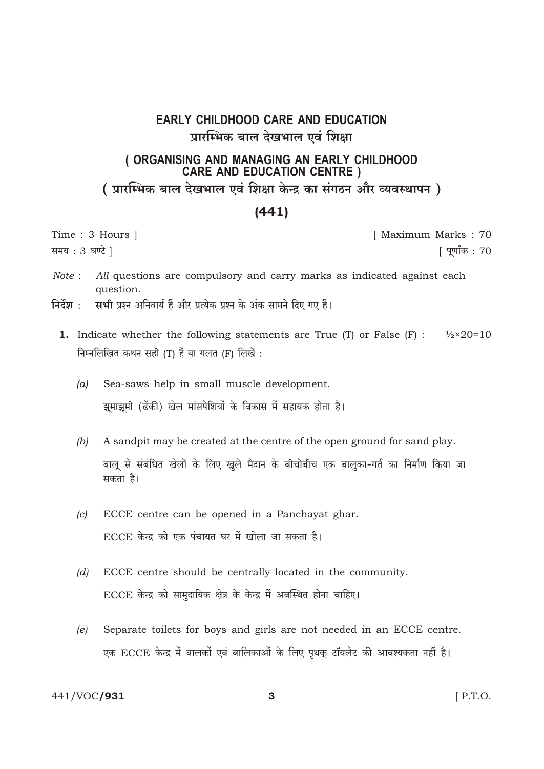# EARLY CHILDHOOD CARE AND EDUCATION

# प्रारम्भिक बाल देखभाल एवं शिक्षा

## ( ORGANISING AND MANAGING AN EARLY CHILDHOOD CARE AND EDUCATION CENTRE )

## ( प्रारम्भिक बाल देखभाल एवं शिक्षा केन्द्र का संगठन और व्यवस्थापन )

## (441)

Time : 3 Hours ] [ Maximum Marks : 70

समय : 3 घण्टे ] [ पूर्णांक : 70

*Note* : *All* questions are compulsory and carry marks as indicated against each question.

**निर्देश :** **सभी** प्रश्न अनिवार्य हैं और प्रत्येक प्रश्न के अंक सामने दिए गए हैं।

**1.** Indicate whether the following statements are True (T) or False (F) : ½×20=10

निम्नलिखित कथन सही (T) हैं या गलत (F) लिखें :

*(a)* Sea-saws help in small muscle development.

झूमाझूमी (ढेंकी) खेल मांसपेशियों के विकास में सहायक होता है।

*(b)* A sandpit may be created at the centre of the open ground for sand play.

बालू से संबंधित खेलों के लिए खुले मैदान के बीचोबीच एक बालुका-गर्त का निर्माण किया जा सकता है।

*(c)* ECCE centre can be opened in a Panchayat ghar.

ECCE केन्द्र को एक पंचायत घर में खोला जा सकता है।

*(d)* ECCE centre should be centrally located in the community.

ECCE केन्द्र को सामुदायिक क्षेत्र के केन्द्र में अवस्थित होना चाहिए।

*(e)* Separate toilets for boys and girls are not needed in an ECCE centre.

एक ECCE केन्द्र में बालकों एवं बालिकाओं के लिए पृथक् टॉयलेट की आवश्यकता नहीं है।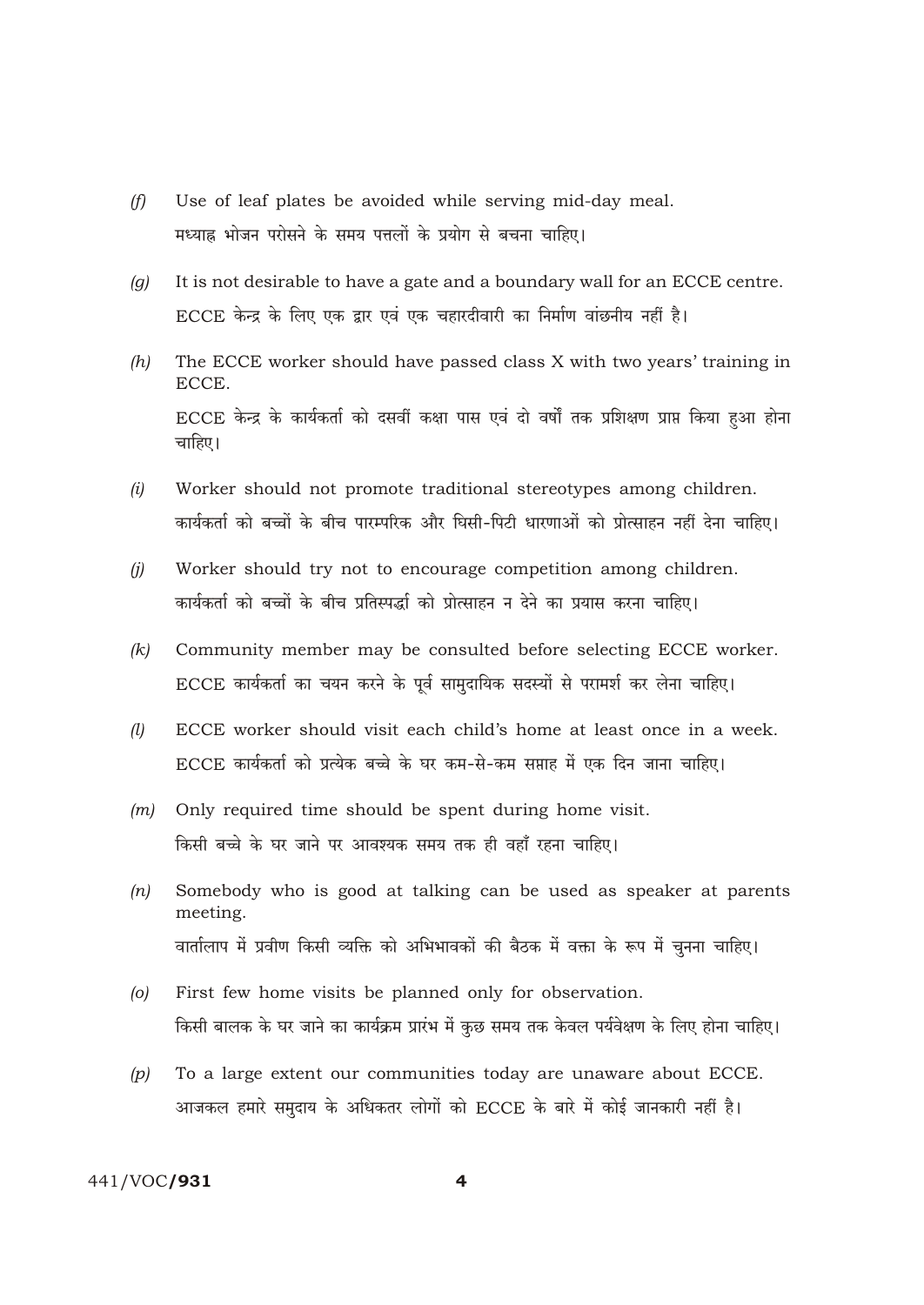*(f)* Use of leaf plates be avoided while serving mid-day meal.
मध्याह्न भोजन परोसने के समय पत्तलों के प्रयोग से बचना चाहिए।

*(g)* It is not desirable to have a gate and a boundary wall for an ECCE centre.
ECCE केन्द्र के लिए एक द्वार एवं एक चहारदीवारी का निर्माण वांछनीय नहीं है।

*(h)* The ECCE worker should have passed class X with two years' training in ECCE.
ECCE केन्द्र के कार्यकर्ता को दसवीं कक्षा पास एवं दो वर्षों तक प्रशिक्षण प्राप्त किया हुआ होना चाहिए।

*(i)* Worker should not promote traditional stereotypes among children.
कार्यकर्ता को बच्चों के बीच पारम्परिक और घिसी-पिटी धारणाओं को प्रोत्साहन नहीं देना चाहिए।

*(j)* Worker should try not to encourage competition among children.
कार्यकर्ता को बच्चों के बीच प्रतिस्पर्द्धा को प्रोत्साहन न देने का प्रयास करना चाहिए।

*(k)* Community member may be consulted before selecting ECCE worker.
ECCE कार्यकर्ता का चयन करने के पूर्व सामुदायिक सदस्यों से परामर्श कर लेना चाहिए।

*(l)* ECCE worker should visit each child's home at least once in a week.
ECCE कार्यकर्ता को प्रत्येक बच्चे के घर कम-से-कम सप्ताह में एक दिन जाना चाहिए।

*(m)* Only required time should be spent during home visit.
किसी बच्चे के घर जाने पर आवश्यक समय तक ही वहाँ रहना चाहिए।

*(n)* Somebody who is good at talking can be used as speaker at parents meeting.
वार्तालाप में प्रवीण किसी व्यक्ति को अभिभावकों की बैठक में वक्ता के रूप में चुनना चाहिए।

*(o)* First few home visits be planned only for observation.
किसी बालक के घर जाने का कार्यक्रम प्रारंभ में कुछ समय तक केवल पर्यवेक्षण के लिए होना चाहिए।

*(p)* To a large extent our communities today are unaware about ECCE.
आजकल हमारे समुदाय के अधिकतर लोगों को ECCE के बारे में कोई जानकारी नहीं है।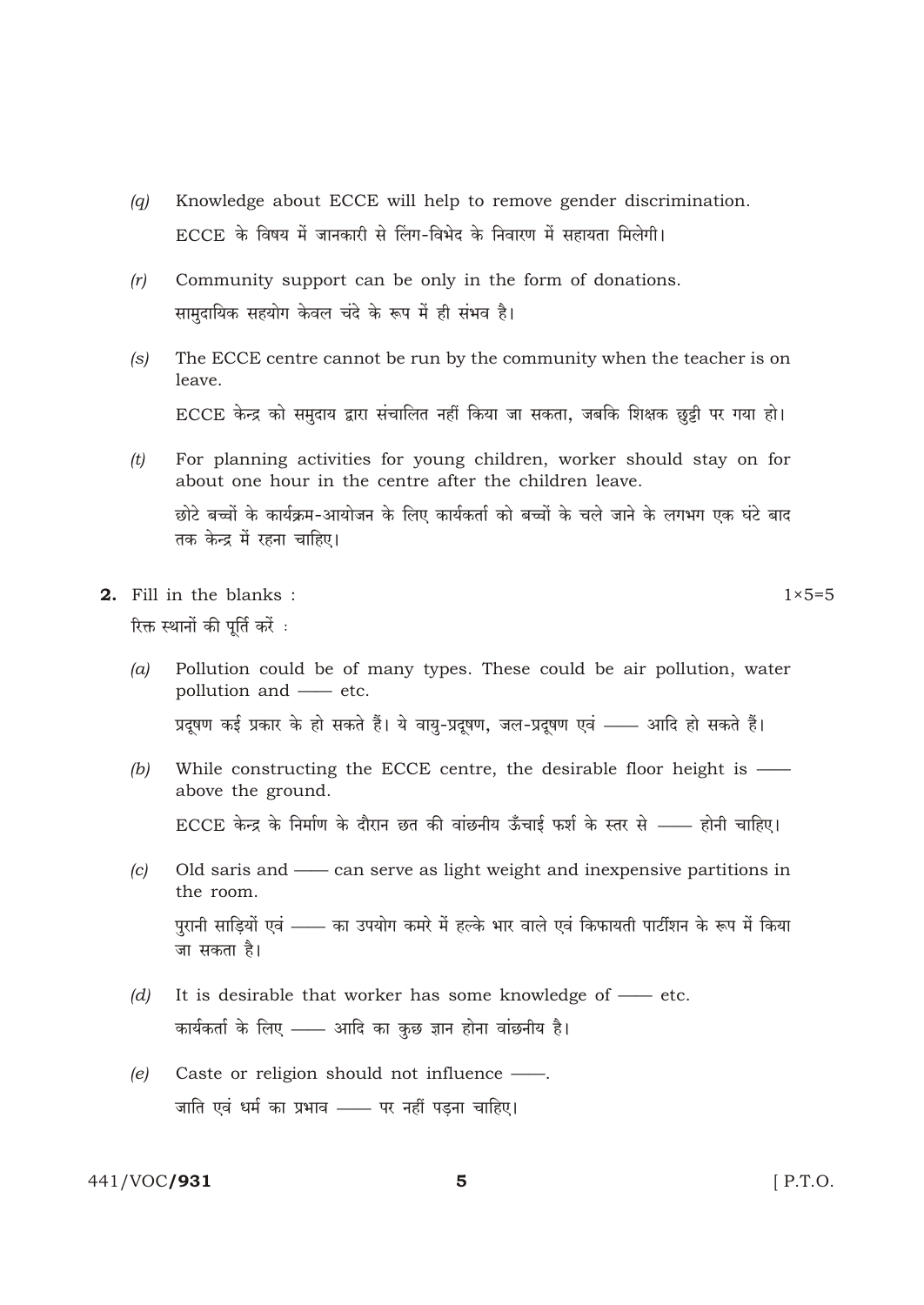*(q)* Knowledge about ECCE will help to remove gender discrimination.

ECCE के विषय में जानकारी से लिंग-विभेद के निवारण में सहायता मिलेगी।

*(r)* Community support can be only in the form of donations.

सामुदायिक सहयोग केवल चंदे के रूप में ही संभव है।

*(s)* The ECCE centre cannot be run by the community when the teacher is on leave.

ECCE केन्द्र को समुदाय द्वारा संचालित नहीं किया जा सकता, जबकि शिक्षक छुट्टी पर गया हो।

*(t)* For planning activities for young children, worker should stay on for about one hour in the centre after the children leave.

छोटे बच्चों के कार्यक्रम-आयोजन के लिए कार्यकर्ता को बच्चों के चले जाने के लगभग एक घंटे बाद तक केन्द्र में रहना चाहिए।

**2.** Fill in the blanks : 1×5=5

रिक्त स्थानों की पूर्ति करें :

*(a)* Pollution could be of many types. These could be air pollution, water pollution and —— etc.

प्रदूषण कई प्रकार के हो सकते हैं। ये वायु-प्रदूषण, जल-प्रदूषण एवं —— आदि हो सकते हैं।

*(b)* While constructing the ECCE centre, the desirable floor height is —— above the ground.

ECCE केन्द्र के निर्माण के दौरान छत की वांछनीय ऊँचाई फर्श के स्तर से —— होनी चाहिए।

*(c)* Old saris and —— can serve as light weight and inexpensive partitions in the room.

पुरानी साड़ियों एवं —— का उपयोग कमरे में हल्के भार वाले एवं किफायती पार्टीशन के रूप में किया जा सकता है।

*(d)* It is desirable that worker has some knowledge of —— etc.

कार्यकर्ता के लिए —— आदि का कुछ ज्ञान होना वांछनीय है।

*(e)* Caste or religion should not influence ——.

जाति एवं धर्म का प्रभाव —— पर नहीं पड़ना चाहिए।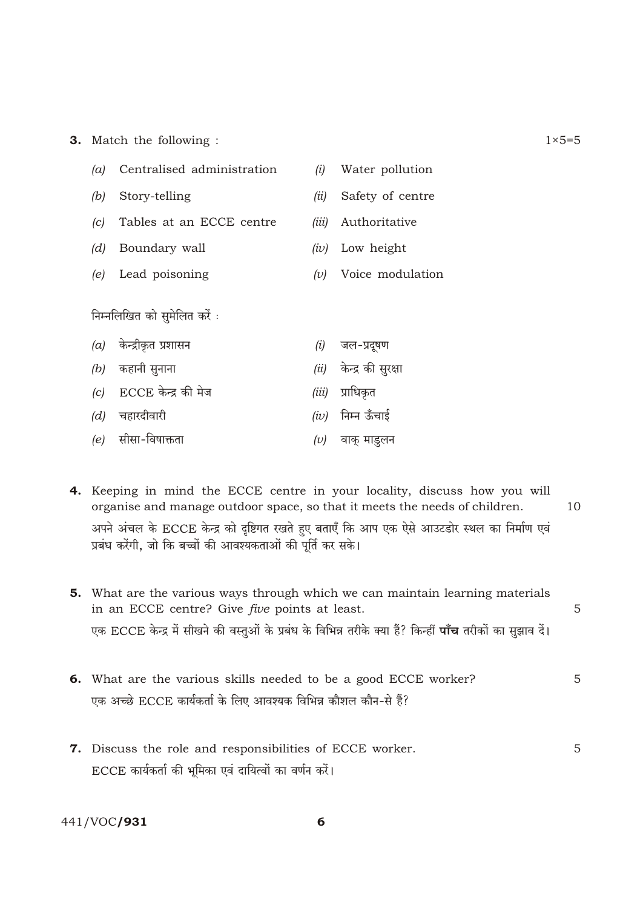**3.** Match the following : $1 \times 5 = 5$

| | | | |
|---|---|---|---|
| *(a)* | Centralised administration | *(i)* | Water pollution |
| *(b)* | Story-telling | *(ii)* | Safety of centre |
| *(c)* | Tables at an ECCE centre | *(iii)* | Authoritative |
| *(d)* | Boundary wall | *(iv)* | Low height |
| *(e)* | Lead poisoning | *(v)* | Voice modulation |

निम्नलिखित को सुमेलित करें :

| | | | |
|---|---|---|---|
| *(a)* | केन्द्रीकृत प्रशासन | *(i)* | जल-प्रदूषण |
| *(b)* | कहानी सुनाना | *(ii)* | केन्द्र की सुरक्षा |
| *(c)* | ECCE केन्द्र की मेज | *(iii)* | प्राधिकृत |
| *(d)* | चहारदीवारी | *(iv)* | निम्न ऊँचाई |
| *(e)* | सीसा-विषाक्तता | *(v)* | वाक् माडुलन |

**4.** Keeping in mind the ECCE centre in your locality, discuss how you will organise and manage outdoor space, so that it meets the needs of children. 10

अपने अंचल के ECCE केन्द्र को दृष्टिगत रखते हुए बताएँ कि आप एक ऐसे आउटडोर स्थल का निर्माण एवं प्रबंध करेंगी, जो कि बच्चों की आवश्यकताओं की पूर्ति कर सके।

**5.** What are the various ways through which we can maintain learning materials in an ECCE centre? Give *five* points at least. 5

एक ECCE केन्द्र में सीखने की वस्तुओं के प्रबंध के विभिन्न तरीके क्या हैं? किन्हीं **पाँच** तरीकों का सुझाव दें।

**6.** What are the various skills needed to be a good ECCE worker? 5

एक अच्छे ECCE कार्यकर्ता के लिए आवश्यक विभिन्न कौशल कौन-से हैं?

**7.** Discuss the role and responsibilities of ECCE worker. 5

ECCE कार्यकर्ता की भूमिका एवं दायित्वों का वर्णन करें।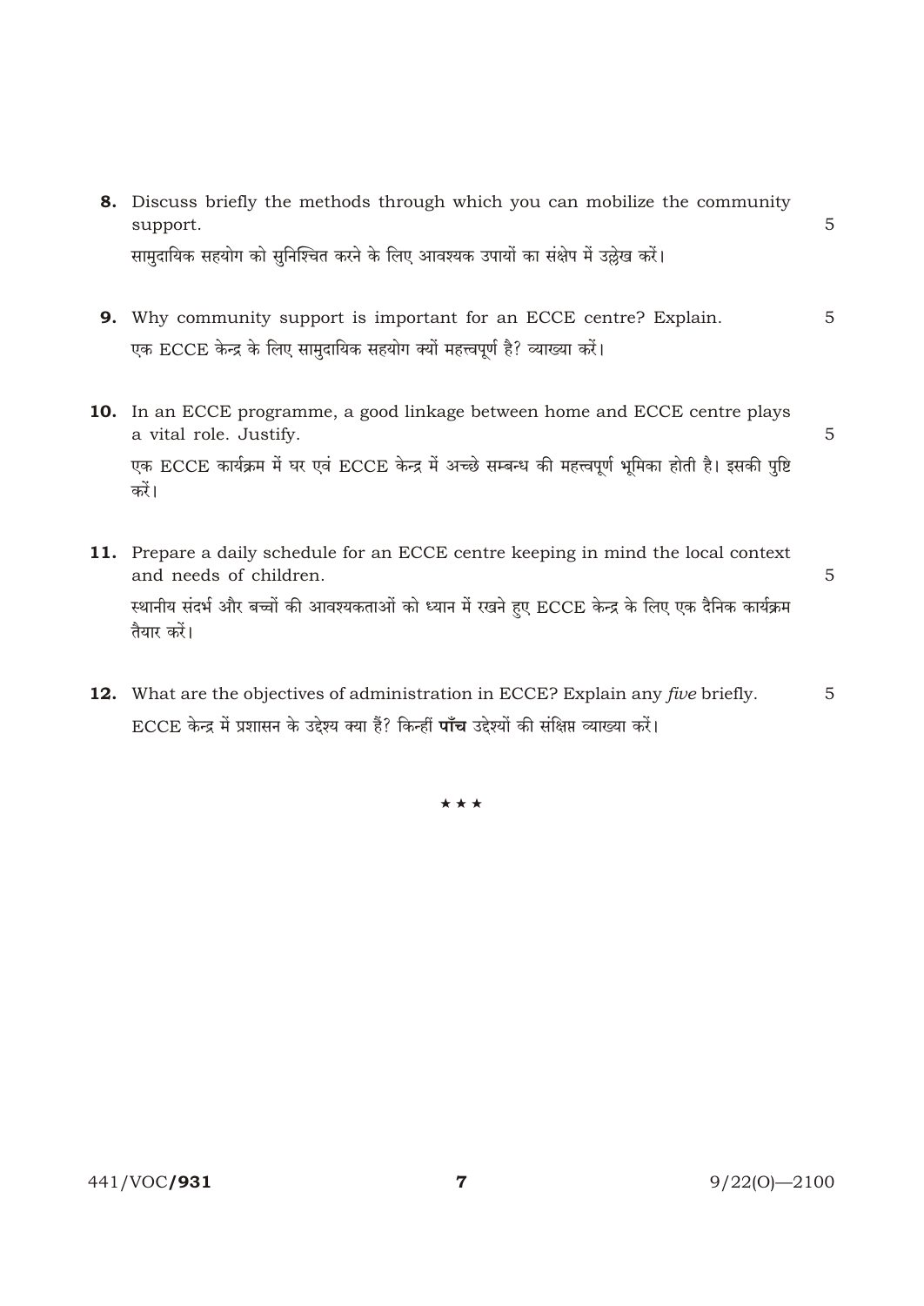**8.** Discuss briefly the methods through which you can mobilize the community support. 5

सामुदायिक सहयोग को सुनिश्चित करने के लिए आवश्यक उपायों का संक्षेप में उल्लेख करें।

**9.** Why community support is important for an ECCE centre? Explain. 5

एक ECCE केन्द्र के लिए सामुदायिक सहयोग क्यों महत्त्वपूर्ण है? व्याख्या करें।

**10.** In an ECCE programme, a good linkage between home and ECCE centre plays a vital role. Justify. 5

एक ECCE कार्यक्रम में घर एवं ECCE केन्द्र में अच्छे सम्बन्ध की महत्त्वपूर्ण भूमिका होती है। इसकी पुष्टि करें।

**11.** Prepare a daily schedule for an ECCE centre keeping in mind the local context and needs of children. 5

स्थानीय संदर्भ और बच्चों की आवश्यकताओं को ध्यान में रखने हुए ECCE केन्द्र के लिए एक दैनिक कार्यक्रम तैयार करें।

**12.** What are the objectives of administration in ECCE? Explain any *five* briefly. 5

ECCE केन्द्र में प्रशासन के उद्देश्य क्या हैं? किन्हीं **पाँच** उद्देश्यों की संक्षिप्त व्याख्या करें।

★ ★ ★